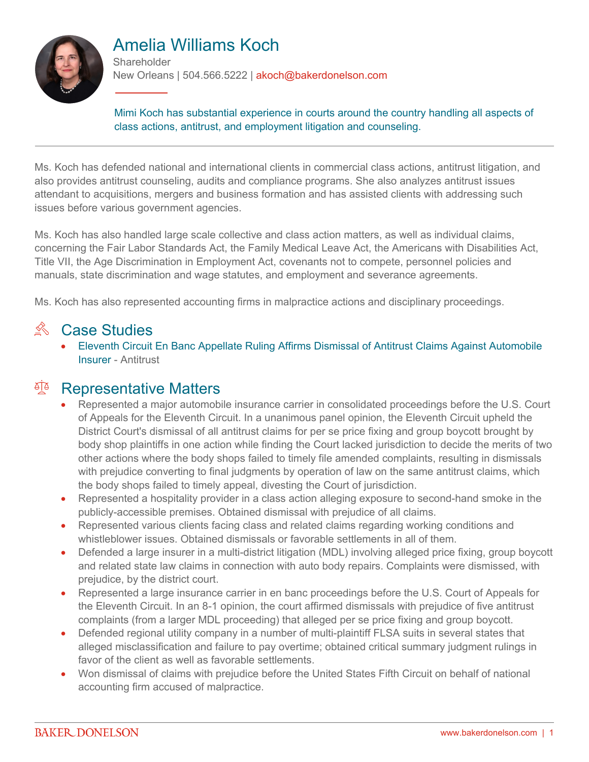# Amelia Williams Koch

Shareholder

New Orleans | 504.566.5222 | akoch@bakerdonelson.com

Mimi Koch has substantial experience in courts around the country handling all aspects of class actions, antitrust, and employment litigation and counseling.

Ms. Koch has defended national and international clients in commercial class actions, antitrust litigation, and also provides antitrust counseling, audits and compliance programs. She also analyzes antitrust issues attendant to acquisitions, mergers and business formation and has assisted clients with addressing such issues before various government agencies.

Ms. Koch has also handled large scale collective and class action matters, as well as individual claims, concerning the Fair Labor Standards Act, the Family Medical Leave Act, the Americans with Disabilities Act, Title VII, the Age Discrimination in Employment Act, covenants not to compete, personnel policies and manuals, state discrimination and wage statutes, and employment and severance agreements.

Ms. Koch has also represented accounting firms in malpractice actions and disciplinary proceedings.

## Case Studies

- Eleventh Circuit En Banc Appellate Ruling Affirms Dismissal of Antitrust Claims Against Automobile Insurer - Antitrust

## Representative Matters

- Represented a major automobile insurance carrier in consolidated proceedings before the U.S. Court of Appeals for the Eleventh Circuit. In a unanimous panel opinion, the Eleventh Circuit upheld the District Court's dismissal of all antitrust claims for per se price fixing and group boycott brought by body shop plaintiffs in one action while finding the Court lacked jurisdiction to decide the merits of two other actions where the body shops failed to timely file amended complaints, resulting in dismissals with prejudice converting to final judgments by operation of law on the same antitrust claims, which the body shops failed to timely appeal, divesting the Court of jurisdiction.
- Represented a hospitality provider in a class action alleging exposure to second-hand smoke in the publicly-accessible premises. Obtained dismissal with prejudice of all claims.
- Represented various clients facing class and related claims regarding working conditions and whistleblower issues. Obtained dismissals or favorable settlements in all of them.
- Defended a large insurer in a multi-district litigation (MDL) involving alleged price fixing, group boycott and related state law claims in connection with auto body repairs. Complaints were dismissed, with prejudice, by the district court.
- Represented a large insurance carrier in en banc proceedings before the U.S. Court of Appeals for the Eleventh Circuit. In an 8-1 opinion, the court affirmed dismissals with prejudice of five antitrust complaints (from a larger MDL proceeding) that alleged per se price fixing and group boycott.
- Defended regional utility company in a number of multi-plaintiff FLSA suits in several states that alleged misclassification and failure to pay overtime; obtained critical summary judgment rulings in favor of the client as well as favorable settlements.
- Won dismissal of claims with prejudice before the United States Fifth Circuit on behalf of national accounting firm accused of malpractice.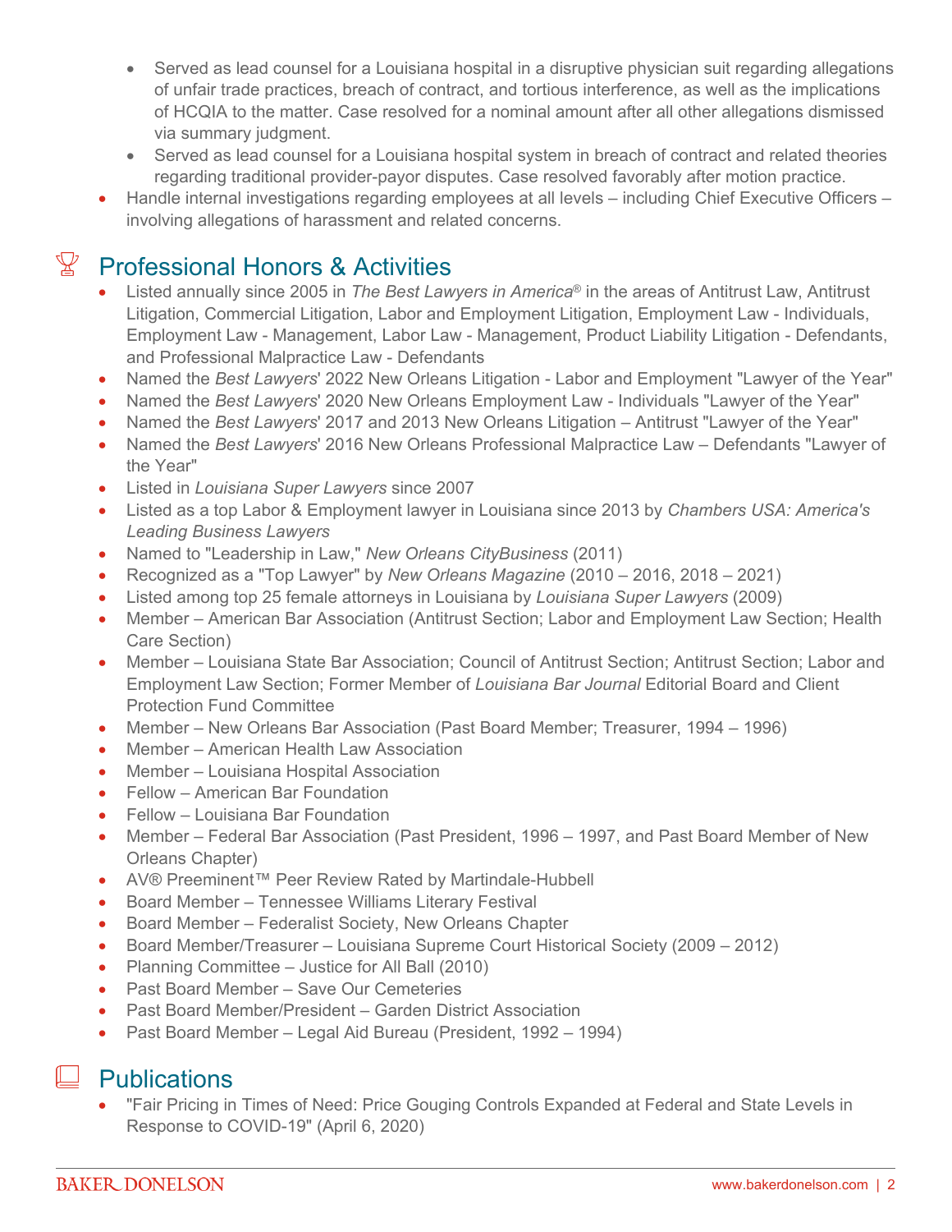- Served as lead counsel for a Louisiana hospital in a disruptive physician suit regarding allegations of unfair trade practices, breach of contract, and tortious interference, as well as the implications of HCQIA to the matter. Case resolved for a nominal amount after all other allegations dismissed via summary judgment.
  - Served as lead counsel for a Louisiana hospital system in breach of contract and related theories regarding traditional provider-payor disputes. Case resolved favorably after motion practice.
- Handle internal investigations regarding employees at all levels – including Chief Executive Officers – involving allegations of harassment and related concerns.

## Professional Honors & Activities

- Listed annually since 2005 in *The Best Lawyers in America*® in the areas of Antitrust Law, Antitrust Litigation, Commercial Litigation, Labor and Employment Litigation, Employment Law - Individuals, Employment Law - Management, Labor Law - Management, Product Liability Litigation - Defendants, and Professional Malpractice Law - Defendants
- Named the *Best Lawyers*' 2022 New Orleans Litigation - Labor and Employment "Lawyer of the Year"
- Named the *Best Lawyers*' 2020 New Orleans Employment Law - Individuals "Lawyer of the Year"
- Named the *Best Lawyers*' 2017 and 2013 New Orleans Litigation – Antitrust "Lawyer of the Year"
- Named the *Best Lawyers*' 2016 New Orleans Professional Malpractice Law – Defendants "Lawyer of the Year"
- Listed in *Louisiana Super Lawyers* since 2007
- Listed as a top Labor & Employment lawyer in Louisiana since 2013 by *Chambers USA: America's Leading Business Lawyers*
- Named to "Leadership in Law," *New Orleans CityBusiness* (2011)
- Recognized as a "Top Lawyer" by *New Orleans Magazine* (2010 – 2016, 2018 – 2021)
- Listed among top 25 female attorneys in Louisiana by *Louisiana Super Lawyers* (2009)
- Member – American Bar Association (Antitrust Section; Labor and Employment Law Section; Health Care Section)
- Member – Louisiana State Bar Association; Council of Antitrust Section; Antitrust Section; Labor and Employment Law Section; Former Member of *Louisiana Bar Journal* Editorial Board and Client Protection Fund Committee
- Member – New Orleans Bar Association (Past Board Member; Treasurer, 1994 – 1996)
- Member – American Health Law Association
- Member – Louisiana Hospital Association
- Fellow – American Bar Foundation
- Fellow – Louisiana Bar Foundation
- Member – Federal Bar Association (Past President, 1996 – 1997, and Past Board Member of New Orleans Chapter)
- AV® Preeminent™ Peer Review Rated by Martindale-Hubbell
- Board Member – Tennessee Williams Literary Festival
- Board Member – Federalist Society, New Orleans Chapter
- Board Member/Treasurer – Louisiana Supreme Court Historical Society (2009 – 2012)
- Planning Committee – Justice for All Ball (2010)
- Past Board Member – Save Our Cemeteries
- Past Board Member/President – Garden District Association
- Past Board Member – Legal Aid Bureau (President, 1992 – 1994)

## Publications

- "Fair Pricing in Times of Need: Price Gouging Controls Expanded at Federal and State Levels in Response to COVID-19" (April 6, 2020)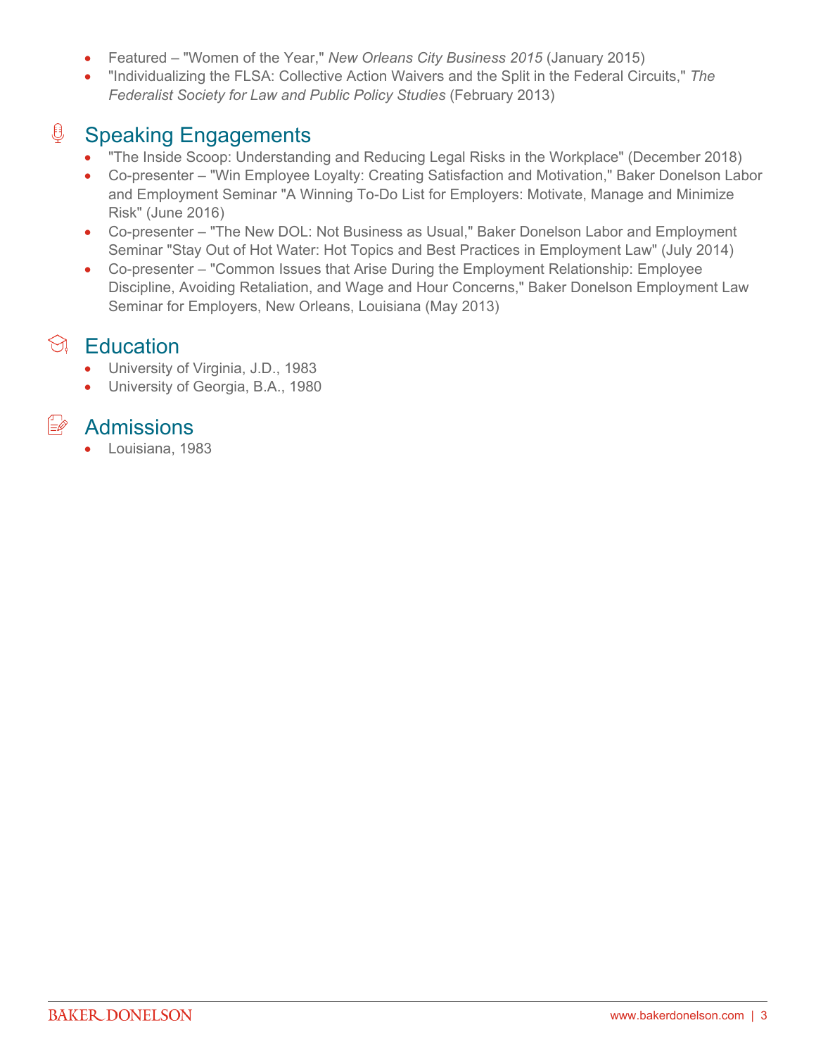- Featured – "Women of the Year," *New Orleans City Business 2015* (January 2015)
- "Individualizing the FLSA: Collective Action Waivers and the Split in the Federal Circuits," *The Federalist Society for Law and Public Policy Studies* (February 2013)

## Speaking Engagements

- "The Inside Scoop: Understanding and Reducing Legal Risks in the Workplace" (December 2018)
- Co-presenter – "Win Employee Loyalty: Creating Satisfaction and Motivation," Baker Donelson Labor and Employment Seminar "A Winning To-Do List for Employers: Motivate, Manage and Minimize Risk" (June 2016)
- Co-presenter – "The New DOL: Not Business as Usual," Baker Donelson Labor and Employment Seminar "Stay Out of Hot Water: Hot Topics and Best Practices in Employment Law" (July 2014)
- Co-presenter – "Common Issues that Arise During the Employment Relationship: Employee Discipline, Avoiding Retaliation, and Wage and Hour Concerns," Baker Donelson Employment Law Seminar for Employers, New Orleans, Louisiana (May 2013)

## Education

- University of Virginia, J.D., 1983
- University of Georgia, B.A., 1980

## Admissions

- Louisiana, 1983